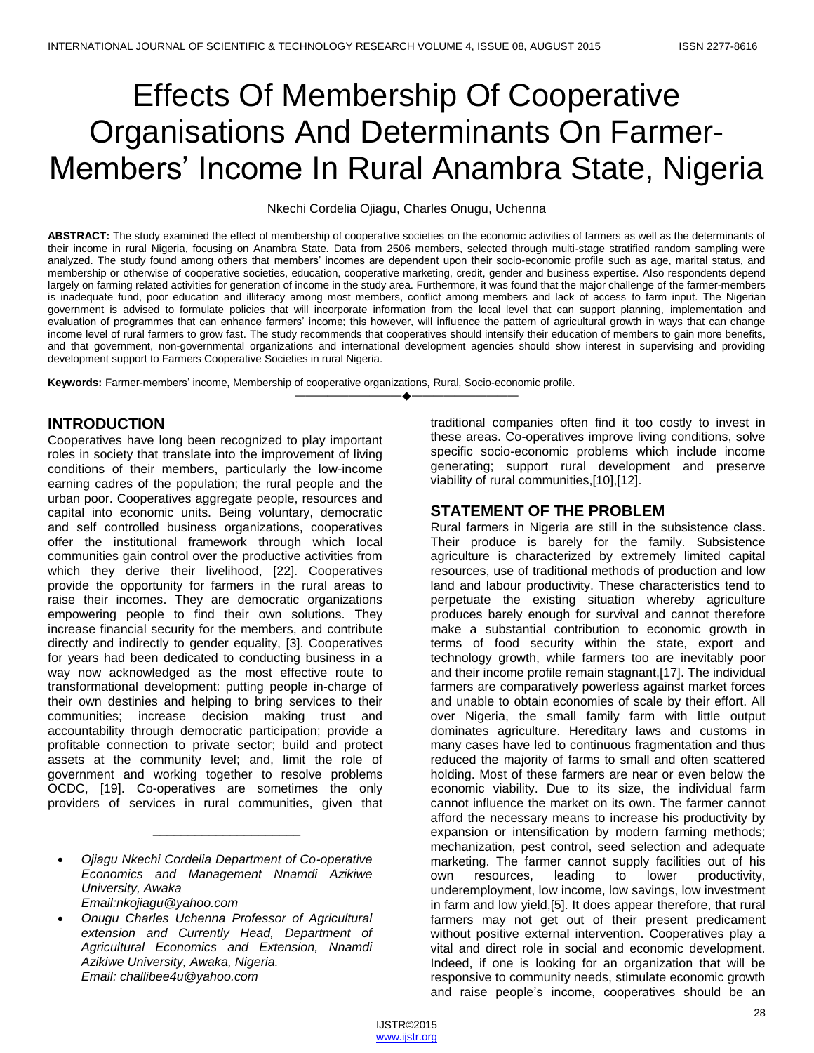# Effects Of Membership Of Cooperative Organisations And Determinants On Farmer-Members' Income In Rural Anambra State, Nigeria

Nkechi Cordelia Ojiagu, Charles Onugu, Uchenna

**ABSTRACT:** The study examined the effect of membership of cooperative societies on the economic activities of farmers as well as the determinants of their income in rural Nigeria, focusing on Anambra State. Data from 2506 members, selected through multi-stage stratified random sampling were analyzed. The study found among others that members' incomes are dependent upon their socio-economic profile such as age, marital status, and membership or otherwise of cooperative societies, education, cooperative marketing, credit, gender and business expertise. Also respondents depend largely on farming related activities for generation of income in the study area. Furthermore, it was found that the major challenge of the farmer-members is inadequate fund, poor education and illiteracy among most members, conflict among members and lack of access to farm input. The Nigerian government is advised to formulate policies that will incorporate information from the local level that can support planning, implementation and evaluation of programmes that can enhance farmers' income; this however, will influence the pattern of agricultural growth in ways that can change income level of rural farmers to grow fast. The study recommends that cooperatives should intensify their education of members to gain more benefits, and that government, non-governmental organizations and international development agencies should show interest in supervising and providing development support to Farmers Cooperative Societies in rural Nigeria.

**Keywords:** Farmer-members' income, Membership of cooperative organizations, Rural, Socio-economic profile.

## INTRODUCTION

Cooperatives have long been recognized to play important roles in society that translate into the improvement of living conditions of their members, particularly the low-income earning cadres of the population; the rural people and the urban poor. Cooperatives aggregate people, resources and capital into economic units. Being voluntary, democratic and self controlled business organizations, cooperatives offer the institutional framework through which local communities gain control over the productive activities from which they derive their livelihood, [22]. Cooperatives provide the opportunity for farmers in the rural areas to raise their incomes. They are democratic organizations empowering people to find their own solutions. They increase financial security for the members, and contribute directly and indirectly to gender equality, [3]. Cooperatives for years now had been dedicated to conducting business in a way now acknowledged as the most effective route to transformational development: putting people in-charge of their own destinies and helping to bring services to their communities; increase decision making trust and accountability through democratic participation; provide a profitable connection to private sector; build and protect assets at the community level; and, limit the role of government and working together to resolve problems OCDC, [19]. Co-operatives are sometimes the only providers of services in rural communities, given that traditional companies often find it too costly to invest in these areas. Co-operatives improve living conditions, solve specific socio-economic problems which include income generating; support rural development and preserve viability of rural communities,[10],[12].

- *Ojiagu Nkechi Cordelia Department of Co-operative Economics and Management Nnamdi Azikiwe University, Awaka Email:nkojiagu@yahoo.com*
- *Onugu Charles Uchenna Professor of Agricultural extension and Currently Head, Department of Agricultural Economics and Extension, Nnamdi Azikiwe University, Awaka, Nigeria. Email: challibee4u@yahoo.com*

## STATEMENT OF THE PROBLEM

Rural farmers in Nigeria are still in the subsistence class. Their produce is barely for the family. Subsistence agriculture is characterized by extremely limited capital resources, use of traditional methods of production and low land and labour productivity. These characteristics tend to perpetuate the existing situation whereby agriculture produces barely enough for survival and cannot therefore make a substantial contribution to economic growth in terms of food security within the state, export and technology growth, while farmers too are inevitably poor and their income profile remain stagnant,[17]. The individual farmers are comparatively powerless against market forces and unable to obtain economies of scale by their effort. All over Nigeria, the small family farm with little output dominates agriculture. Hereditary laws and customs in many cases have led to continuous fragmentation and thus reduced the majority of farms to small and often scattered holding. Most of these farmers are near or even below the economic viability. Due to its size, the individual farm cannot influence the market on its own. The farmer cannot afford the necessary means to increase his productivity by expansion or intensification by modern farming methods; mechanization, pest control, seed selection and adequate marketing. The farmer cannot supply facilities out of his own resources, leading to lower productivity, underemployment, low income, low savings, low investment in farm and low yield,[5]. It does appear therefore, that rural farmers may not get out of their present predicament without positive external intervention. Cooperatives play a vital and direct role in social and economic development. Indeed, if one is looking for an organization that will be responsive to community needs, stimulate economic growth and raise people's income, cooperatives should be an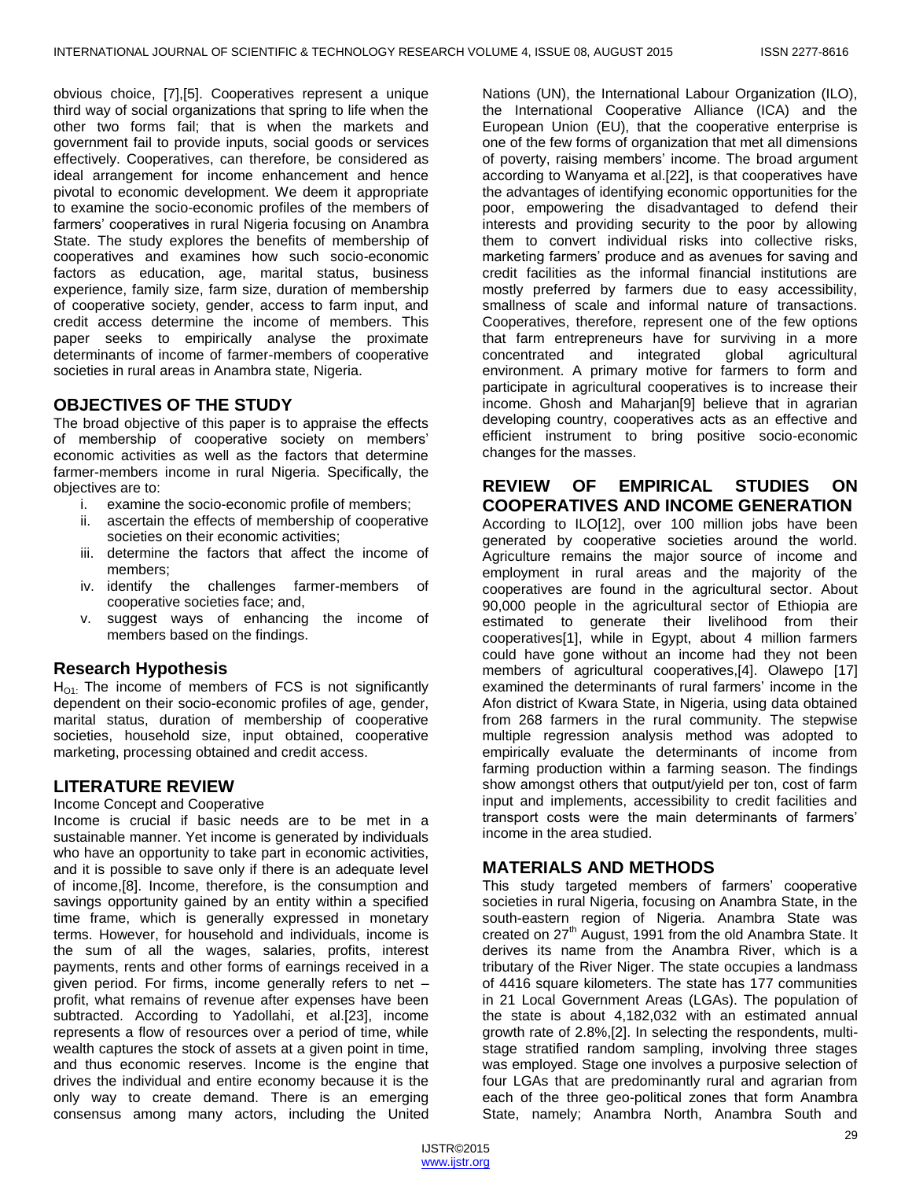obvious choice, [7],[5]. Cooperatives represent a unique third way of social organizations that spring to life when the other two forms fail; that is when the markets and government fail to provide inputs, social goods or services effectively. Cooperatives, can therefore, be considered as ideal arrangement for income enhancement and hence pivotal to economic development. We deem it appropriate to examine the socio-economic profiles of the members of farmers' cooperatives in rural Nigeria focusing on Anambra State. The study explores the benefits of membership of cooperatives and examines how such socio-economic factors as education, age, marital status, business experience, family size, farm size, duration of membership of cooperative society, gender, access to farm input, and credit access determine the income of members. This paper seeks to empirically analyse the proximate determinants of income of farmer-members of cooperative societies in rural areas in Anambra state, Nigeria.

## OBJECTIVES OF THE STUDY

The broad objective of this paper is to appraise the effects of membership of cooperative society on members' economic activities as well as the factors that determine farmer-members income in rural Nigeria. Specifically, the objectives are to:

1. examine the socio-economic profile of members;
2. ascertain the effects of membership of cooperative societies on their economic activities;
3. determine the factors that affect the income of members;
4. identify the challenges farmer-members of cooperative societies face; and,
5. suggest ways of enhancing the income of members based on the findings.

### Research Hypothesis

$H_{O1}$: The income of members of FCS is not significantly dependent on their socio-economic profiles of age, gender, marital status, duration of membership of cooperative societies, household size, input obtained, cooperative marketing, processing obtained and credit access.

## LITERATURE REVIEW

Income Concept and Cooperative

Income is crucial if basic needs are to be met in a sustainable manner. Yet income is generated by individuals who have an opportunity to take part in economic activities, and it is possible to save only if there is an adequate level of income,[8]. Income, therefore, is the consumption and savings opportunity gained by an entity within a specified time frame, which is generally expressed in monetary terms. However, for household and individuals, income is the sum of all the wages, salaries, profits, interest payments, rents and other forms of earnings received in a given period. For firms, income generally refers to net – profit, what remains of revenue after expenses have been subtracted. According to Yadollahi, et al.[23], income represents a flow of resources over a period of time, while wealth captures the stock of assets at a given point in time, and thus economic reserves. Income is the engine that drives the individual and entire economy because it is the only way to create demand. There is an emerging consensus among many actors, including the United Nations (UN), the International Labour Organization (ILO), the International Cooperative Alliance (ICA) and the European Union (EU), that the cooperative enterprise is one of the few forms of organization that met all dimensions of poverty, raising members' income. The broad argument according to Wanyama et al.[22], is that cooperatives have the advantages of identifying economic opportunities for the poor, empowering the disadvantaged to defend their interests and providing security to the poor by allowing them to convert individual risks into collective risks, marketing farmers' produce and as avenues for saving and credit facilities as the informal financial institutions are mostly preferred by farmers due to easy accessibility, smallness of scale and informal nature of transactions. Cooperatives, therefore, represent one of the few options that farm entrepreneurs have for surviving in a more concentrated and integrated global agricultural environment. A primary motive for farmers to form and participate in agricultural cooperatives is to increase their income. Ghosh and Maharjan[9] believe that in agrarian developing country, cooperatives acts as an effective and efficient instrument to bring positive socio-economic changes for the masses.

## REVIEW OF EMPIRICAL STUDIES ON COOPERATIVES AND INCOME GENERATION

According to ILO[12], over 100 million jobs have been generated by cooperative societies around the world. Agriculture remains the major source of income and employment in rural areas and the majority of the cooperatives are found in the agricultural sector. About 90,000 people in the agricultural sector of Ethiopia are estimated to generate their livelihood from their cooperatives[1], while in Egypt, about 4 million farmers could have gone without an income had they not been members of agricultural cooperatives,[4]. Olawepo [17] examined the determinants of rural farmers' income in the Afon district of Kwara State, in Nigeria, using data obtained from 268 farmers in the rural community. The stepwise multiple regression analysis method was adopted to empirically evaluate the determinants of income from farming production within a farming season. The findings show amongst others that output/yield per ton, cost of farm input and implements, accessibility to credit facilities and transport costs were the main determinants of farmers' income in the area studied.

## MATERIALS AND METHODS

This study targeted members of farmers' cooperative societies in rural Nigeria, focusing on Anambra State, in the south-eastern region of Nigeria. Anambra State was created on 27th August, 1991 from the old Anambra State. It derives its name from the Anambra River, which is a tributary of the River Niger. The state occupies a landmass of 4416 square kilometers. The state has 177 communities in 21 Local Government Areas (LGAs). The population of the state is about 4,182,032 with an estimated annual growth rate of 2.8%,[2]. In selecting the respondents, multi-stage stratified random sampling, involving three stages was employed. Stage one involves a purposive selection of four LGAs that are predominantly rural and agrarian from each of the three geo-political zones that form Anambra State, namely; Anambra North, Anambra South and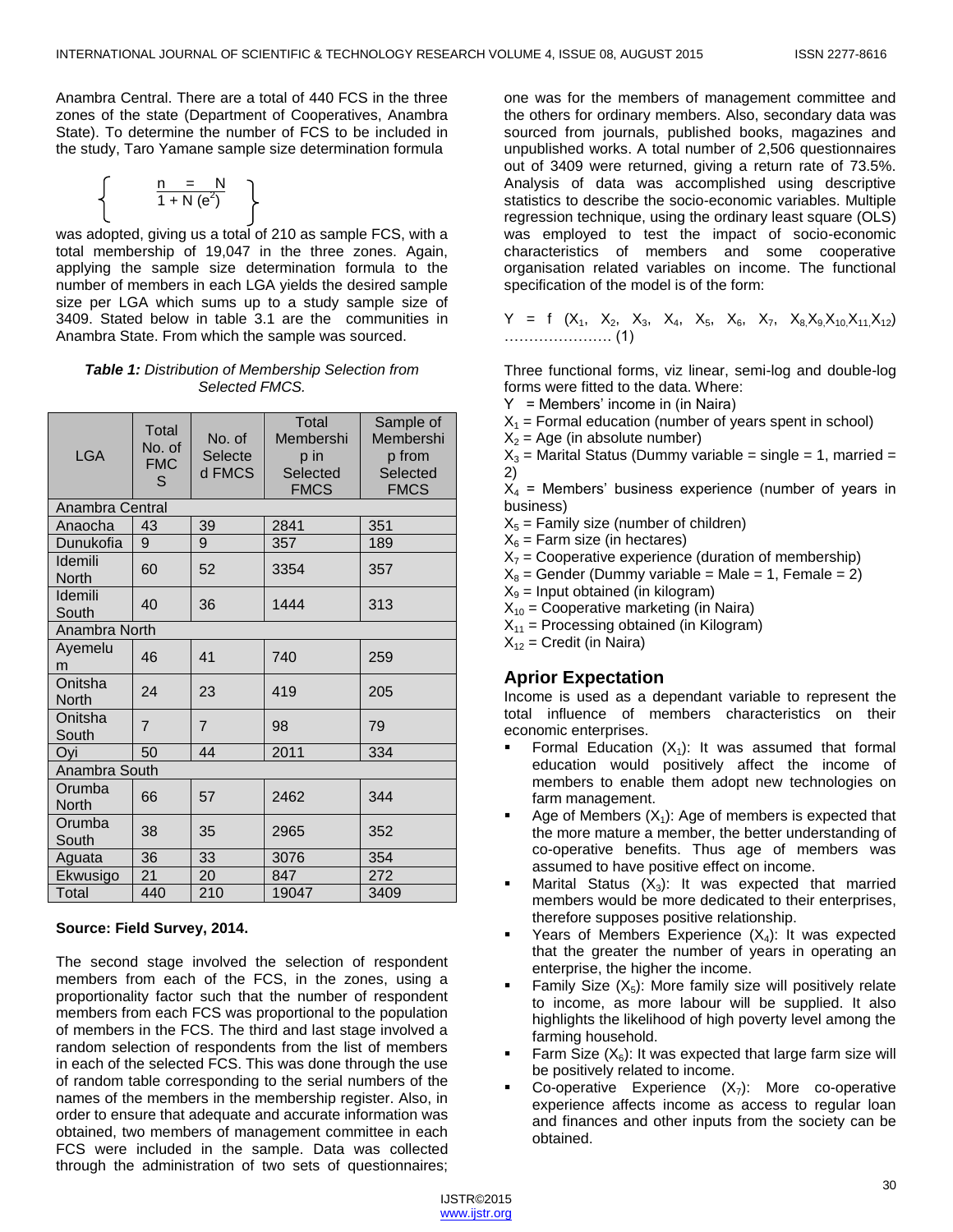Anambra Central. There are a total of 440 FCS in the three zones of the state (Department of Cooperatives, Anambra State). To determine the number of FCS to be included in the study, Taro Yamane sample size determination formula

$$\left\{ \quad n = \frac{N}{1 + N(e^2)} \quad \right\}$$

was adopted, giving us a total of 210 as sample FCS, with a total membership of 19,047 in the three zones. Again, applying the sample size determination formula to the number of members in each LGA yields the desired sample size per LGA which sums up to a study sample size of 3409. Stated below in table 3.1 are the communities in Anambra State. From which the sample was sourced.

***Table 1:*** *Distribution of Membership Selection from Selected FMCS.*

| LGA | Total No. of FMCS | No. of Selected FMCS | Total Membership in Selected FMCS | Sample of Membership from Selected FMCS |
|---|---|---|---|---|
| Anambra Central | | | | |
| Anaocha | 43 | 39 | 2841 | 351 |
| Dunukofia | 9 | 9 | 357 | 189 |
| Idemili North | 60 | 52 | 3354 | 357 |
| Idemili South | 40 | 36 | 1444 | 313 |
| Anambra North | | | | |
| Ayemelum | 46 | 41 | 740 | 259 |
| Onitsha North | 24 | 23 | 419 | 205 |
| Onitsha South | 7 | 7 | 98 | 79 |
| Oyi | 50 | 44 | 2011 | 334 |
| Anambra South | | | | |
| Orumba North | 66 | 57 | 2462 | 344 |
| Orumba South | 38 | 35 | 2965 | 352 |
| Aguata | 36 | 33 | 3076 | 354 |
| Ekwusigo | 21 | 20 | 847 | 272 |
| Total | 440 | 210 | 19047 | 3409 |

**Source: Field Survey, 2014.**

The second stage involved the selection of respondent members from each of the FCS, in the zones, using a proportionality factor such that the number of respondent members from each FCS was proportional to the population of members in the FCS. The third and last stage involved a random selection of respondents from the list of members in each of the selected FCS. This was done through the use of random table corresponding to the serial numbers of the names of the members in the membership register. Also, in order to ensure that adequate and accurate information was obtained, two members of management committee in each FCS were included in the sample. Data was collected through the administration of two sets of questionnaires; one was for the members of management committee and the others for ordinary members. Also, secondary data was sourced from journals, published books, magazines and unpublished works. A total number of 2,506 questionnaires out of 3409 were returned, giving a return rate of 73.5%. Analysis of data was accomplished using descriptive statistics to describe the socio-economic variables. Multiple regression technique, using the ordinary least square (OLS) was employed to test the impact of socio-economic characteristics of members and some cooperative organisation related variables on income. The functional specification of the model is of the form:

$Y = f(X_1, X_2, X_3, X_4, X_5, X_6, X_7, X_8, X_9, X_{10}, X_{11}, X_{12})$ …………………. (1)

Three functional forms, viz linear, semi-log and double-log forms were fitted to the data. Where:

$Y$ = Members' income in (in Naira)
$X_1$ = Formal education (number of years spent in school)
$X_2$ = Age (in absolute number)
$X_3$ = Marital Status (Dummy variable = single = 1, married = 2)
$X_4$ = Members' business experience (number of years in business)
$X_5$ = Family size (number of children)
$X_6$ = Farm size (in hectares)
$X_7$ = Cooperative experience (duration of membership)
$X_8$ = Gender (Dummy variable = Male = 1, Female = 2)
$X_9$ = Input obtained (in kilogram)
$X_{10}$ = Cooperative marketing (in Naira)
$X_{11}$ = Processing obtained (in Kilogram)
$X_{12}$ = Credit (in Naira)

## Aprior Expectation

Income is used as a dependant variable to represent the total influence of members characteristics on their economic enterprises.

- Formal Education ($X_1$): It was assumed that formal education would positively affect the income of members to enable them adopt new technologies on farm management.
- Age of Members ($X_1$): Age of members is expected that the more mature a member, the better understanding of co-operative benefits. Thus age of members was assumed to have positive effect on income.
- Marital Status ($X_3$): It was expected that married members would be more dedicated to their enterprises, therefore supposes positive relationship.
- Years of Members Experience ($X_4$): It was expected that the greater the number of years in operating an enterprise, the higher the income.
- Family Size ($X_5$): More family size will positively relate to income, as more labour will be supplied. It also highlights the likelihood of high poverty level among the farming household.
- Farm Size ($X_6$): It was expected that large farm size will be positively related to income.
- Co-operative Experience ($X_7$): More co-operative experience affects income as access to regular loan and finances and other inputs from the society can be obtained.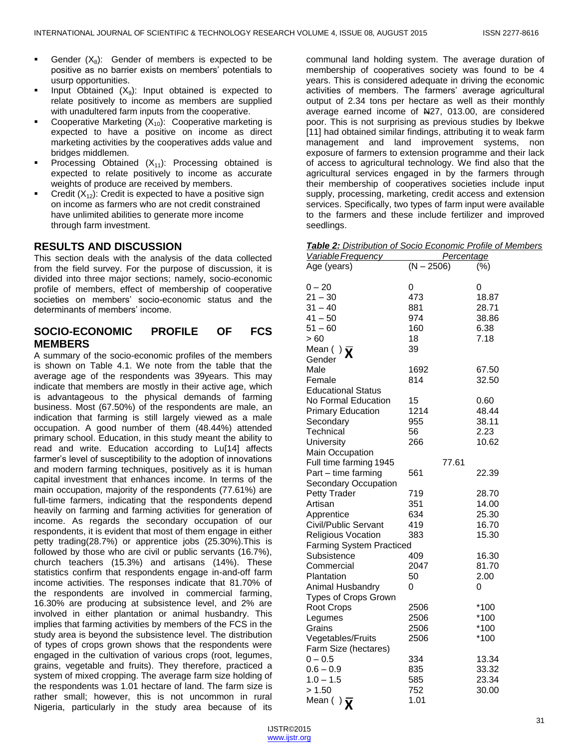- Gender ($X_8$): Gender of members is expected to be positive as no barrier exists on members' potentials to usurp opportunities.
- Input Obtained ($X_9$): Input obtained is expected to relate positively to income as members are supplied with unadulterered farm inputs from the cooperative.
- Cooperative Marketing ($X_{10}$): Cooperative marketing is expected to have a positive on income as direct marketing activities by the cooperatives adds value and bridges middlemen.
- Processing Obtained ($X_{11}$): Processing obtained is expected to relate positively to income as accurate weights of produce are received by members.
- Credit ($X_{12}$): Credit is expected to have a positive sign on income as farmers who are not credit constrained have unlimited abilities to generate more income through farm investment.

## RESULTS AND DISCUSSION

This section deals with the analysis of the data collected from the field survey. For the purpose of discussion, it is divided into three major sections; namely, socio-economic profile of members, effect of membership of cooperative societies on members' socio-economic status and the determinants of members' income.

## SOCIO-ECONOMIC PROFILE OF FCS MEMBERS

A summary of the socio-economic profiles of the members is shown on Table 4.1. We note from the table that the average age of the respondents was 39years. This may indicate that members are mostly in their active age, which is advantageous to the physical demands of farming business. Most (67.50%) of the respondents are male, an indication that farming is still largely viewed as a male occupation. A good number of them (48.44%) attended primary school. Education, in this study meant the ability to read and write. Education according to Lu[14] affects farmer's level of susceptibility to the adoption of innovations and modern farming techniques, positively as it is human capital investment that enhances income. In terms of the main occupation, majority of the respondents (77.61%) are full-time farmers, indicating that the respondents depend heavily on farming and farming activities for generation of income. As regards the secondary occupation of our respondents, it is evident that most of them engage in either petty trading(28.7%) or apprentice jobs (25.30%).This is followed by those who are civil or public servants (16.7%), church teachers (15.3%) and artisans (14%). These statistics confirm that respondents engage in-and-off farm income activities. The responses indicate that 81.70% of the respondents are involved in commercial farming, 16.30% are producing at subsistence level, and 2% are involved in either plantation or animal husbandry. This implies that farming activities by members of the FCS in the study area is beyond the subsistence level. The distribution of types of crops grown shows that the respondents were engaged in the cultivation of various crops (root, legumes, grains, vegetable and fruits). They therefore, practiced a system of mixed cropping. The average farm size holding of the respondents was 1.01 hectare of land. The farm size is rather small; however, this is not uncommon in rural Nigeria, particularly in the study area because of its communal land holding system. The average duration of membership of cooperatives society was found to be 4 years. This is considered adequate in driving the economic activities of members. The farmers' average agricultural output of 2.34 tons per hectare as well as their monthly average earned income of ₦27, 013.00, are considered poor. This is not surprising as previous studies by Ibekwe [11] had obtained similar findings, attributing it to weak farm management and land improvement systems, non exposure of farmers to extension programme and their lack of access to agricultural technology. We find also that the agricultural services engaged in by the farmers through their membership of cooperatives societies include input supply, processing, marketing, credit access and extension services. Specifically, two types of farm input were available to the farmers and these include fertilizer and improved seedlings.

***Table 2:** Distribution of Socio Economic Profile of Members*

| Variable | Frequency | Percentage |
|---|---|---|
| Age (years) | (N – 2506) | (%) |
| 0 – 20 | 0 | 0 |
| 21 – 30 | 473 | 18.87 |
| 31 – 40 | 881 | 28.71 |
| 41 – 50 | 974 | 38.86 |
| 51 – 60 | 160 | 6.38 |
| > 60 | 18 | 7.18 |
| Mean ( $\overline{X}$ ) | 39 | |
| Gender | | |
| Male | 1692 | 67.50 |
| Female | 814 | 32.50 |
| Educational Status | | |
| No Formal Education | 15 | 0.60 |
| Primary Education | 1214 | 48.44 |
| Secondary | 955 | 38.11 |
| Technical | 56 | 2.23 |
| University | 266 | 10.62 |
| Main Occupation | | |
| Full time farming | 1945 | 77.61 |
| Part – time farming | 561 | 22.39 |
| Secondary Occupation | | |
| Petty Trader | 719 | 28.70 |
| Artisan | 351 | 14.00 |
| Apprentice | 634 | 25.30 |
| Civil/Public Servant | 419 | 16.70 |
| Religious Vocation | 383 | 15.30 |
| Farming System Practiced | | |
| Subsistence | 409 | 16.30 |
| Commercial | 2047 | 81.70 |
| Plantation | 50 | 2.00 |
| Animal Husbandry | 0 | 0 |
| Types of Crops Grown | | |
| Root Crops | 2506 | *100 |
| Legumes | 2506 | *100 |
| Grains | 2506 | *100 |
| Vegetables/Fruits | 2506 | *100 |
| Farm Size (hectares) | | |
| 0 – 0.5 | 334 | 13.34 |
| 0.6 – 0.9 | 835 | 33.32 |
| 1.0 – 1.5 | 585 | 23.34 |
| > 1.50 | 752 | 30.00 |
| Mean ( $\overline{X}$ ) | 1.01 | |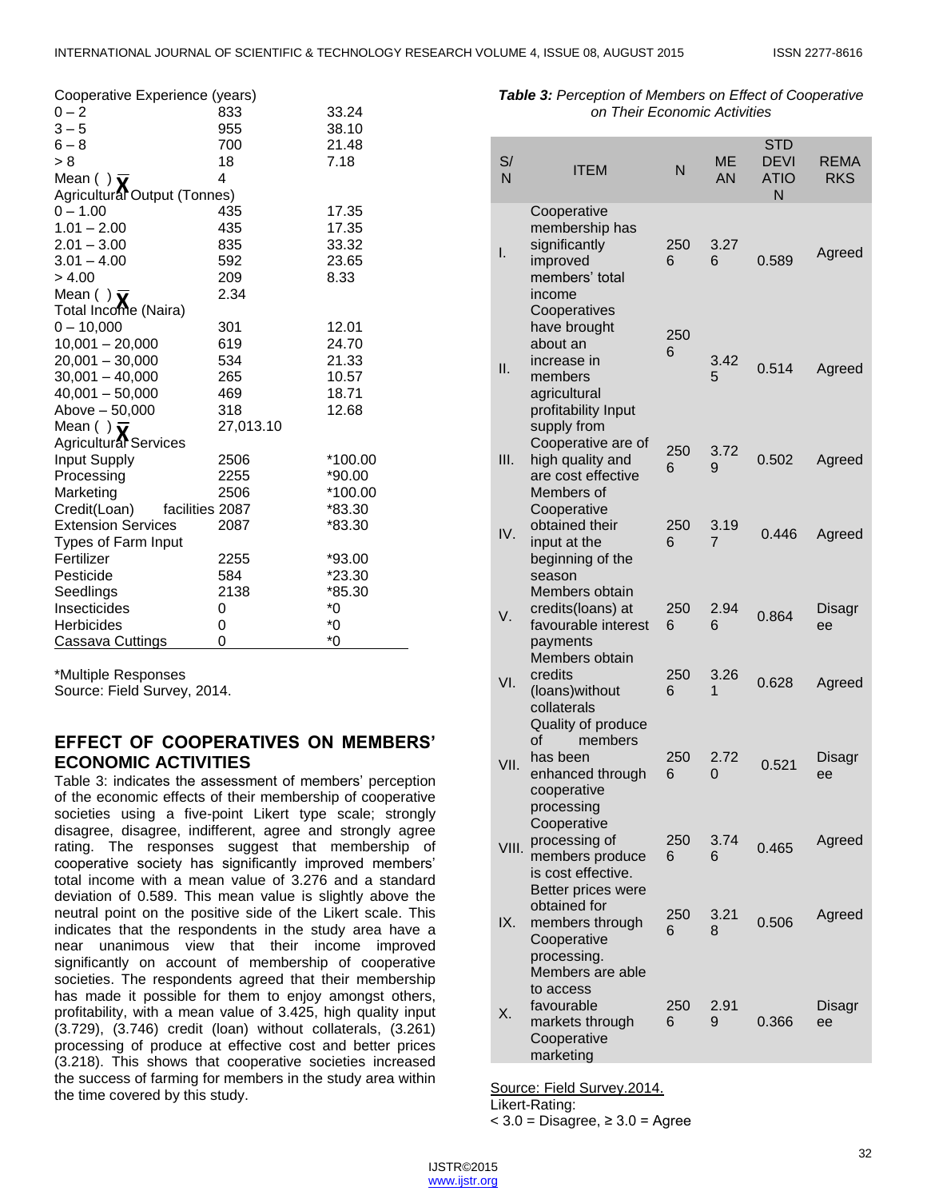| | | |
|---|---|---|
| Cooperative Experience (years) | | |
| 0 – 2 | 833 | 33.24 |
| 3 – 5 | 955 | 38.10 |
| 6 – 8 | 700 | 21.48 |
| > 8 | 18 | 7.18 |
| Mean ( ) $\overline{X}$ | 4 | |
| Agricultural Output (Tonnes) | | |
| 0 – 1.00 | 435 | 17.35 |
| 1.01 – 2.00 | 435 | 17.35 |
| 2.01 – 3.00 | 835 | 33.32 |
| 3.01 – 4.00 | 592 | 23.65 |
| > 4.00 | 209 | 8.33 |
| Mean ( ) $\overline{X}$ | 2.34 | |
| Total Income (Naira) | | |
| 0 – 10,000 | 301 | 12.01 |
| 10,001 – 20,000 | 619 | 24.70 |
| 20,001 – 30,000 | 534 | 21.33 |
| 30,001 – 40,000 | 265 | 10.57 |
| 40,001 – 50,000 | 469 | 18.71 |
| Above – 50,000 | 318 | 12.68 |
| Mean ( ) $\overline{X}$ | 27,013.10 | |
| Agricultural Services | | |
| Input Supply | 2506 | *100.00 |
| Processing | 2255 | *90.00 |
| Marketing | 2506 | *100.00 |
| Credit(Loan) facilities | 2087 | *83.30 |
| Extension Services | 2087 | *83.30 |
| Types of Farm Input | | |
| Fertilizer | 2255 | *93.00 |
| Pesticide | 584 | *23.30 |
| Seedlings | 2138 | *85.30 |
| Insecticides | 0 | *0 |
| Herbicides | 0 | *0 |
| Cassava Cuttings | 0 | *0 |

*Multiple Responses
Source: Field Survey, 2014.

## EFFECT OF COOPERATIVES ON MEMBERS' ECONOMIC ACTIVITIES

Table 3: indicates the assessment of members' perception of the economic effects of their membership of cooperative societies using a five-point Likert type scale; strongly disagree, disagree, indifferent, agree and strongly agree rating. The responses suggest that membership of cooperative society has significantly improved members' total income with a mean value of 3.276 and a standard deviation of 0.589. This mean value is slightly above the neutral point on the positive side of the Likert scale. This indicates that the respondents in the study area have a near unanimous view that their income improved significantly on account of membership of cooperative societies. The respondents agreed that their membership has made it possible for them to enjoy amongst others, profitability, with a mean value of 3.425, high quality input (3.729), (3.746) credit (loan) without collaterals, (3.261) processing of produce at effective cost and better prices (3.218). This shows that cooperative societies increased the success of farming for members in the study area within the time covered by this study.

***Table 3:*** *Perception of Members on Effect of Cooperative on Their Economic Activities*

| S/N | ITEM | N | MEAN | STD DEVIATION | REMARKS |
|---|---|---|---|---|---|
| I. | Cooperative membership has significantly improved members' total income | 2506 | 3.276 | 0.589 | Agreed |
| II. | Cooperatives have brought about an increase in members agricultural profitability | 2506 | 3.425 | 0.514 | Agreed |
| III. | Input supply from Cooperative are of high quality and are cost effective | 2506 | 3.729 | 0.502 | Agreed |
| IV. | Members of Cooperative obtained their input at the beginning of the season | 2506 | 3.197 | 0.446 | Agreed |
| V. | Members obtain credits(loans) at favourable interest payments | 2506 | 2.946 | 0.864 | Disagree |
| VI. | Members obtain credits (loans)without collaterals | 2506 | 3.261 | 0.628 | Agreed |
| VII. | Quality of produce of members has been enhanced through cooperative processing | 2506 | 2.720 | 0.521 | Disagree |
| VIII. | Cooperative processing of members produce is cost effective. | 2506 | 3.746 | 0.465 | Agreed |
| IX. | Better prices were obtained for members through Cooperative processing. | 2506 | 3.218 | 0.506 | Agreed |
| X. | Members are able to access favourable markets through Cooperative marketing | 2506 | 2.919 | 0.366 | Disagree |

Source: Field Survey.2014.
Likert-Rating:
< 3.0 = Disagree, ≥ 3.0 = Agree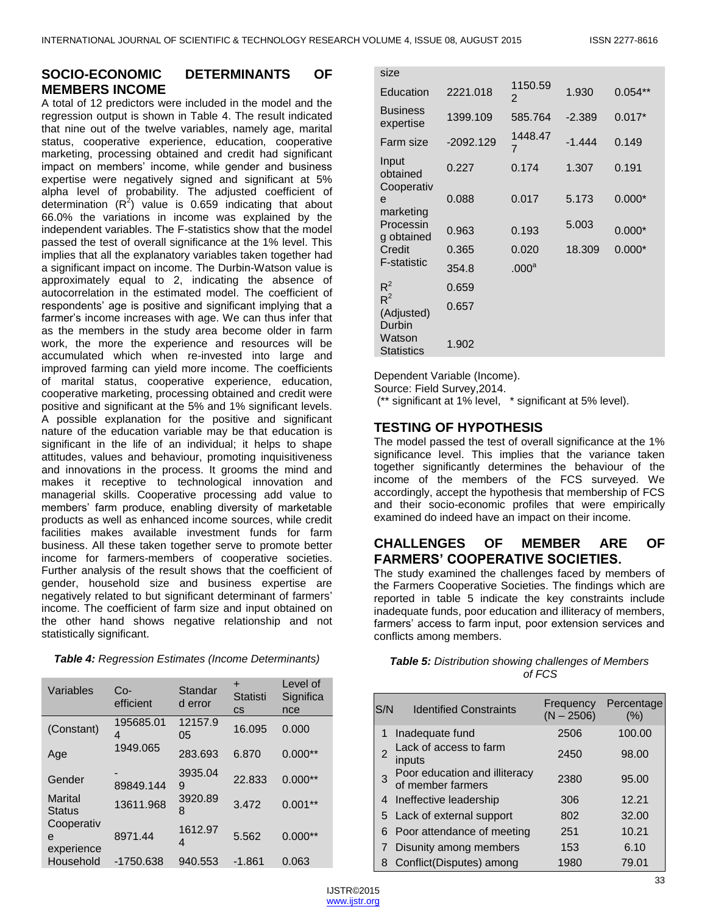## SOCIO-ECONOMIC DETERMINANTS OF MEMBERS INCOME

A total of 12 predictors were included in the model and the regression output is shown in Table 4. The result indicated that nine out of the twelve variables, namely age, marital status, cooperative experience, education, cooperative marketing, processing obtained and credit had significant impact on members' income, while gender and business expertise were negatively signed and significant at 5% alpha level of probability. The adjusted coefficient of determination ($R^2$) value is 0.659 indicating that about 66.0% the variations in income was explained by the independent variables. The F-statistics show that the model passed the test of overall significance at the 1% level. This implies that all the explanatory variables taken together had a significant impact on income. The Durbin-Watson value is approximately equal to 2, indicating the absence of autocorrelation in the estimated model. The coefficient of respondents' age is positive and significant implying that a farmer's income increases with age. We can thus infer that as the members in the study area become older in farm work, the more the experience and resources will be accumulated which when re-invested into large and improved farming can yield more income. The coefficients of marital status, cooperative experience, education, cooperative marketing, processing obtained and credit were positive and significant at the 5% and 1% significant levels. A possible explanation for the positive and significant nature of the education variable may be that education is significant in the life of an individual; it helps to shape attitudes, values and behaviour, promoting inquisitiveness and innovations in the process. It grooms the mind and makes it receptive to technological innovation and managerial skills. Cooperative processing add value to members' farm produce, enabling diversity of marketable products as well as enhanced income sources, while credit facilities makes available investment funds for farm business. All these taken together serve to promote better income for farmers-members of cooperative societies. Further analysis of the result shows that the coefficient of gender, household size and business expertise are negatively related to but significant determinant of farmers' income. The coefficient of farm size and input obtained on the other hand shows negative relationship and not statistically significant.

*Table 4: Regression Estimates (Income Determinants)*

| Variables | Co-efficient | Standard error | + Statistics | Level of Significance |
|---|---|---|---|---|
| (Constant) | 195685.014 | 12157.905 | 16.095 | 0.000 |
| Age | 1949.065 | 283.693 | 6.870 | 0.000** |
| Gender | -89849.144 | 3935.049 | 22.833 | 0.000** |
| Marital Status | 13611.968 | 3920.898 | 3.472 | 0.001** |
| Cooperative experience | 8971.44 | 1612.974 | 5.562 | 0.000** |
| Household size | -1750.638 | 940.553 | -1.861 | 0.063 |
| Education | 2221.018 | 1150.592 | 1.930 | 0.054** |
| Business expertise | 1399.109 | 585.764 | -2.389 | 0.017* |
| Farm size | -2092.129 | 1448.477 | -1.444 | 0.149 |
| Input obtained | 0.227 | 0.174 | 1.307 | 0.191 |
| Cooperative marketing | 0.088 | 0.017 | 5.173 | 0.000* |
| Processing obtained | 0.963 | 0.193 | 5.003 | 0.000* |
| Credit | 0.365 | 0.020 | 18.309 | 0.000* |
| F-statistic | 354.8 | .000[a] | | |
| $R^2$ | 0.659 | | | |
| $R^2$ (Adjusted) | 0.657 | | | |
| Durbin Watson Statistics | 1.902 | | | |

Dependent Variable (Income).
Source: Field Survey,2014.
(** significant at 1% level, * significant at 5% level).

## TESTING OF HYPOTHESIS

The model passed the test of overall significance at the 1% significance level. This implies that the variance taken together significantly determines the behaviour of the income of the members of the FCS surveyed. We accordingly, accept the hypothesis that membership of FCS and their socio-economic profiles that were empirically examined do indeed have an impact on their income.

## CHALLENGES OF MEMBER ARE OF FARMERS' COOPERATIVE SOCIETIES.

The study examined the challenges faced by members of the Farmers Cooperative Societies. The findings which are reported in table 5 indicate the key constraints include inadequate funds, poor education and illiteracy of members, farmers' access to farm input, poor extension services and conflicts among members.

*Table 5: Distribution showing challenges of Members of FCS*

| S/N | Identified Constraints | Frequency (N – 2506) | Percentage (%) |
|---|---|---|---|
| 1 | Inadequate fund | 2506 | 100.00 |
| 2 | Lack of access to farm inputs | 2450 | 98.00 |
| 3 | Poor education and illiteracy of member farmers | 2380 | 95.00 |
| 4 | Ineffective leadership | 306 | 12.21 |
| 5 | Lack of external support | 802 | 32.00 |
| 6 | Poor attendance of meeting | 251 | 10.21 |
| 7 | Disunity among members | 153 | 6.10 |
| 8 | Conflict(Disputes) among | 1980 | 79.01 |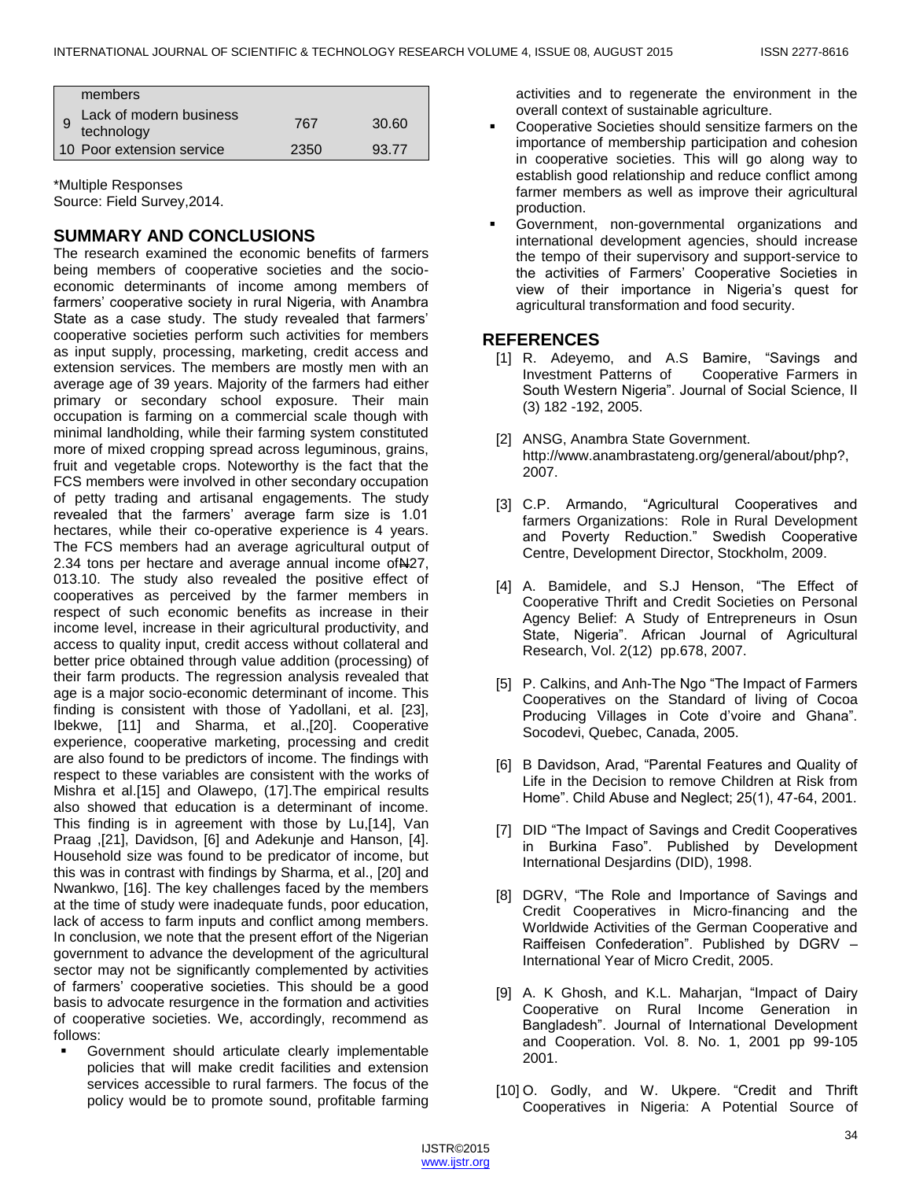| | | | |
|---|---|---|---|
| | members | | |
| 9 | Lack of modern business technology | 767 | 30.60 |
| 10 | Poor extension service | 2350 | 93.77 |

*Multiple Responses
Source: Field Survey,2014.

## SUMMARY AND CONCLUSIONS

The research examined the economic benefits of farmers being members of cooperative societies and the socio-economic determinants of income among members of farmers' cooperative society in rural Nigeria, with Anambra State as a case study. The study revealed that farmers' cooperative societies perform such activities for members as input supply, processing, marketing, credit access and extension services. The members are mostly men with an average age of 39 years. Majority of the farmers had either primary or secondary school exposure. Their main occupation is farming on a commercial scale though with minimal landholding, while their farming system constituted more of mixed cropping spread across leguminous, grains, fruit and vegetable crops. Noteworthy is the fact that the FCS members were involved in other secondary occupation of petty trading and artisanal engagements. The study revealed that the farmers' average farm size is 1.01 hectares, while their co-operative experience is 4 years. The FCS members had an average agricultural output of 2.34 tons per hectare and average annual income of₦27, 013.10. The study also revealed the positive effect of cooperatives as perceived by the farmer members in respect of such economic benefits as increase in their income level, increase in their agricultural productivity, and access to quality input, credit access without collateral and better price obtained through value addition (processing) of their farm products. The regression analysis revealed that age is a major socio-economic determinant of income. This finding is consistent with those of Yadollani, et al. [23], Ibekwe, [11] and Sharma, et al.,[20]. Cooperative experience, cooperative marketing, processing and credit are also found to be predictors of income. The findings with respect to these variables are consistent with the works of Mishra et al.[15] and Olawepo, (17].The empirical results also showed that education is a determinant of income. This finding is in agreement with those by Lu,[14], Van Praag ,[21], Davidson, [6] and Adekunje and Hanson, [4]. Household size was found to be predicator of income, but this was in contrast with findings by Sharma, et al., [20] and Nwankwo, [16]. The key challenges faced by the members at the time of study were inadequate funds, poor education, lack of access to farm inputs and conflict among members. In conclusion, we note that the present effort of the Nigerian government to advance the development of the agricultural sector may not be significantly complemented by activities of farmers' cooperative societies. This should be a good basis to advocate resurgence in the formation and activities of cooperative societies. We, accordingly, recommend as follows:

- Government should articulate clearly implementable policies that will make credit facilities and extension services accessible to rural farmers. The focus of the policy would be to promote sound, profitable farming activities and to regenerate the environment in the overall context of sustainable agriculture.
- Cooperative Societies should sensitize farmers on the importance of membership participation and cohesion in cooperative societies. This will go along way to establish good relationship and reduce conflict among farmer members as well as improve their agricultural production.
- Government, non-governmental organizations and international development agencies, should increase the tempo of their supervisory and support-service to the activities of Farmers' Cooperative Societies in view of their importance in Nigeria's quest for agricultural transformation and food security.

## REFERENCES

[1] R. Adeyemo, and A.S Bamire, "Savings and Investment Patterns of Cooperative Farmers in South Western Nigeria". Journal of Social Science, II (3) 182 -192, 2005.

[2] ANSG, Anambra State Government. http://www.anambrastateng.org/general/about/php?, 2007.

[3] C.P. Armando, "Agricultural Cooperatives and farmers Organizations: Role in Rural Development and Poverty Reduction." Swedish Cooperative Centre, Development Director, Stockholm, 2009.

[4] A. Bamidele, and S.J Henson, "The Effect of Cooperative Thrift and Credit Societies on Personal Agency Belief: A Study of Entrepreneurs in Osun State, Nigeria". African Journal of Agricultural Research, Vol. 2(12) pp.678, 2007.

[5] P. Calkins, and Anh-The Ngo "The Impact of Farmers Cooperatives on the Standard of living of Cocoa Producing Villages in Cote d'voire and Ghana". Socodevi, Quebec, Canada, 2005.

[6] B Davidson, Arad, "Parental Features and Quality of Life in the Decision to remove Children at Risk from Home". Child Abuse and Neglect; 25(1), 47-64, 2001.

[7] DID "The Impact of Savings and Credit Cooperatives in Burkina Faso". Published by Development International Desjardins (DID), 1998.

[8] DGRV, "The Role and Importance of Savings and Credit Cooperatives in Micro-financing and the Worldwide Activities of the German Cooperative and Raiffeisen Confederation". Published by DGRV – International Year of Micro Credit, 2005.

[9] A. K Ghosh, and K.L. Maharjan, "Impact of Dairy Cooperative on Rural Income Generation in Bangladesh". Journal of International Development and Cooperation. Vol. 8. No. 1, 2001 pp 99-105 2001.

[10] O. Godly, and W. Ukpere. "Credit and Thrift Cooperatives in Nigeria: A Potential Source of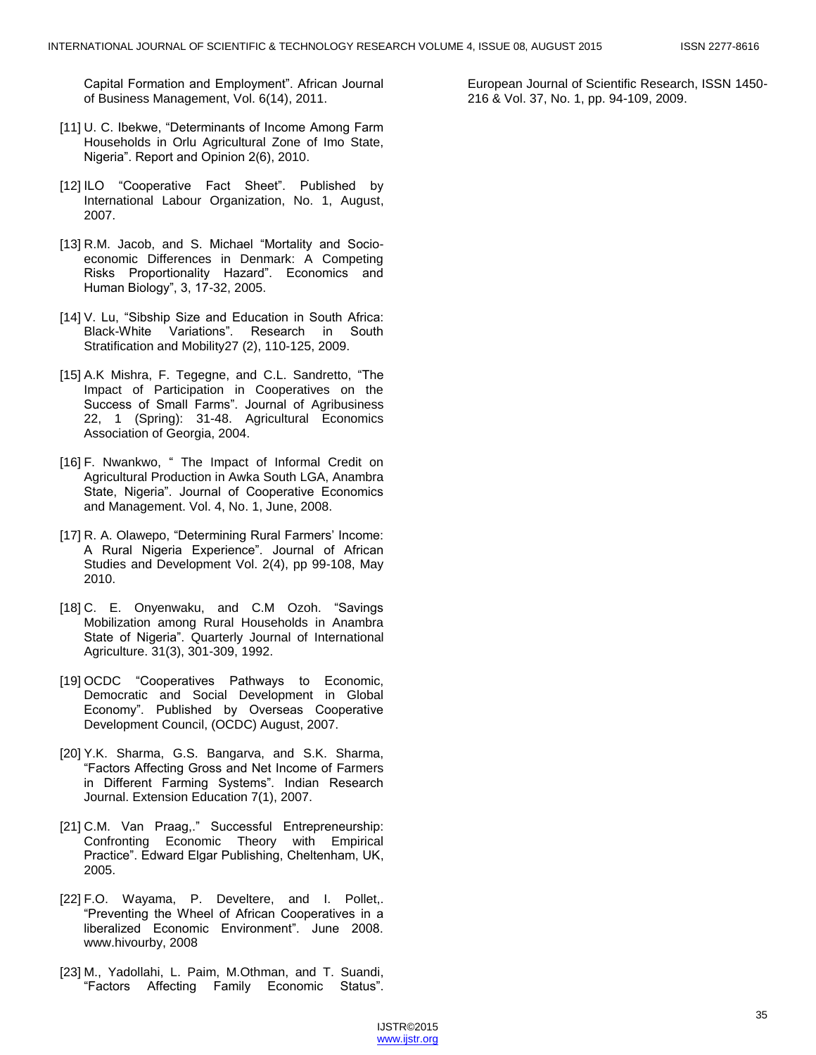Capital Formation and Employment". African Journal of Business Management, Vol. 6(14), 2011.

[11] U. C. Ibekwe, "Determinants of Income Among Farm Households in Orlu Agricultural Zone of Imo State, Nigeria". Report and Opinion 2(6), 2010.

[12] ILO "Cooperative Fact Sheet". Published by International Labour Organization, No. 1, August, 2007.

[13] R.M. Jacob, and S. Michael "Mortality and Socio-economic Differences in Denmark: A Competing Risks Proportionality Hazard". Economics and Human Biology", 3, 17-32, 2005.

[14] V. Lu, "Sibship Size and Education in South Africa: Black-White Variations". Research in South Stratification and Mobility27 (2), 110-125, 2009.

[15] A.K Mishra, F. Tegegne, and C.L. Sandretto, "The Impact of Participation in Cooperatives on the Success of Small Farms". Journal of Agribusiness 22, 1 (Spring): 31-48. Agricultural Economics Association of Georgia, 2004.

[16] F. Nwankwo, " The Impact of Informal Credit on Agricultural Production in Awka South LGA, Anambra State, Nigeria". Journal of Cooperative Economics and Management. Vol. 4, No. 1, June, 2008.

[17] R. A. Olawepo, "Determining Rural Farmers' Income: A Rural Nigeria Experience". Journal of African Studies and Development Vol. 2(4), pp 99-108, May 2010.

[18] C. E. Onyenwaku, and C.M Ozoh. "Savings Mobilization among Rural Households in Anambra State of Nigeria". Quarterly Journal of International Agriculture. 31(3), 301-309, 1992.

[19] OCDC "Cooperatives Pathways to Economic, Democratic and Social Development in Global Economy". Published by Overseas Cooperative Development Council, (OCDC) August, 2007.

[20] Y.K. Sharma, G.S. Bangarva, and S.K. Sharma, "Factors Affecting Gross and Net Income of Farmers in Different Farming Systems". Indian Research Journal. Extension Education 7(1), 2007.

[21] C.M. Van Praag,." Successful Entrepreneurship: Confronting Economic Theory with Empirical Practice". Edward Elgar Publishing, Cheltenham, UK, 2005.

[22] F.O. Wayama, P. Develtere, and I. Pollet,. "Preventing the Wheel of African Cooperatives in a liberalized Economic Environment". June 2008. www.hivourby, 2008

[23] M., Yadollahi, L. Paim, M.Othman, and T. Suandi, "Factors Affecting Family Economic Status". European Journal of Scientific Research, ISSN 1450-216 & Vol. 37, No. 1, pp. 94-109, 2009.